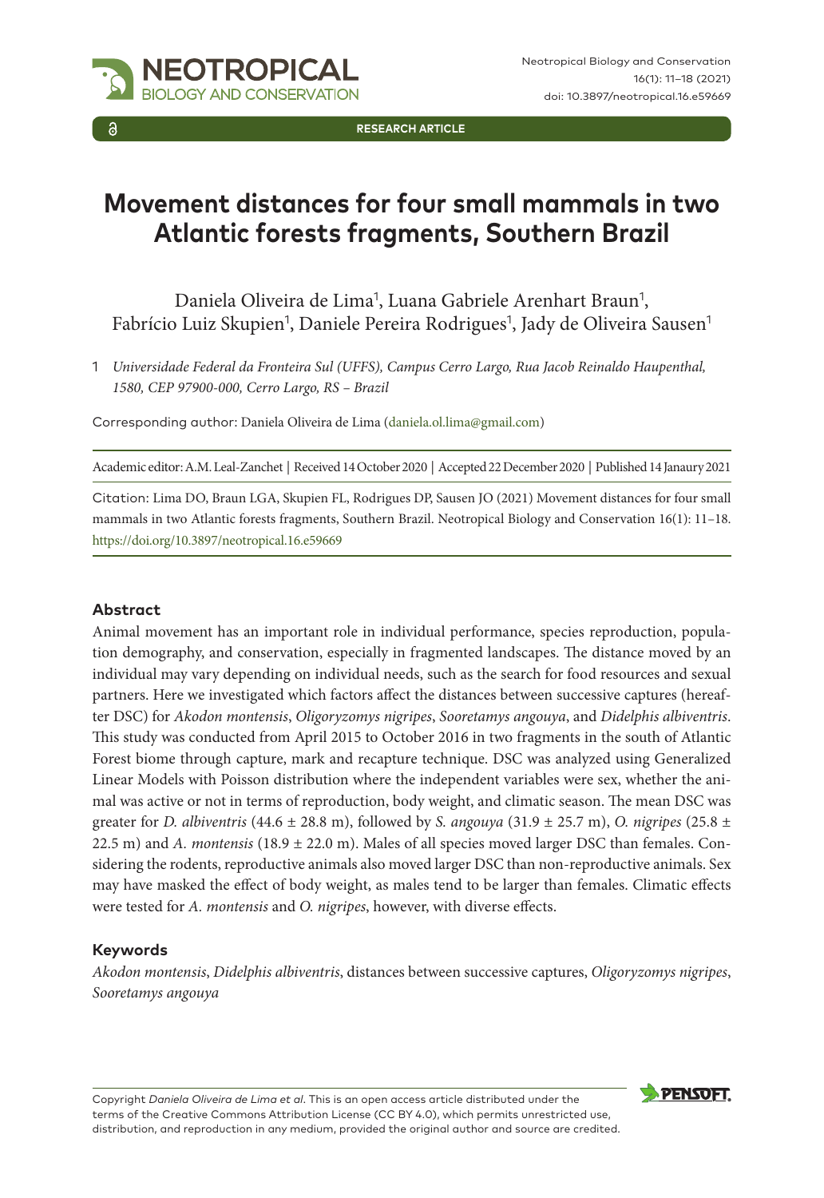RESEARCH ARTICLE

# Movement distances for four small mammals in two Atlantic forests fragments, Southern Brazil

Daniela Oliveira de Lima[1], Luana Gabriele Arenhart Braun[1], Fabrício Luiz Skupien[1], Daniele Pereira Rodrigues[1], Jady de Oliveira Sausen[1]

1 *Universidade Federal da Fronteira Sul (UFFS), Campus Cerro Largo, Rua Jacob Reinaldo Haupenthal, 1580, CEP 97900-000, Cerro Largo, RS – Brazil*

Corresponding author: Daniela Oliveira de Lima (daniela.ol.lima@gmail.com)

Academic editor: A.M. Leal-Zanchet | Received 14 October 2020 | Accepted 22 December 2020 | Published 14 Janaury 2021

Citation: Lima DO, Braun LGA, Skupien FL, Rodrigues DP, Sausen JO (2021) Movement distances for four small mammals in two Atlantic forests fragments, Southern Brazil. Neotropical Biology and Conservation 16(1): 11–18. https://doi.org/10.3897/neotropical.16.e59669

## Abstract

Animal movement has an important role in individual performance, species reproduction, population demography, and conservation, especially in fragmented landscapes. The distance moved by an individual may vary depending on individual needs, such as the search for food resources and sexual partners. Here we investigated which factors affect the distances between successive captures (hereafter DSC) for *Akodon montensis*, *Oligoryzomys nigripes*, *Sooretamys angouya*, and *Didelphis albiventris*. This study was conducted from April 2015 to October 2016 in two fragments in the south of Atlantic Forest biome through capture, mark and recapture technique. DSC was analyzed using Generalized Linear Models with Poisson distribution where the independent variables were sex, whether the animal was active or not in terms of reproduction, body weight, and climatic season. The mean DSC was greater for *D. albiventris* (44.6 ± 28.8 m), followed by *S. angouya* (31.9 ± 25.7 m), *O. nigripes* (25.8 ± 22.5 m) and *A. montensis* (18.9 ± 22.0 m). Males of all species moved larger DSC than females. Considering the rodents, reproductive animals also moved larger DSC than non-reproductive animals. Sex may have masked the effect of body weight, as males tend to be larger than females. Climatic effects were tested for *A. montensis* and *O. nigripes*, however, with diverse effects.

## Keywords

*Akodon montensis*, *Didelphis albiventris*, distances between successive captures, *Oligoryzomys nigripes*, *Sooretamys angouya*

Copyright *Daniela Oliveira de Lima et al*. This is an open access article distributed under the terms of the Creative Commons Attribution License (CC BY 4.0), which permits unrestricted use, distribution, and reproduction in any medium, provided the original author and source are credited.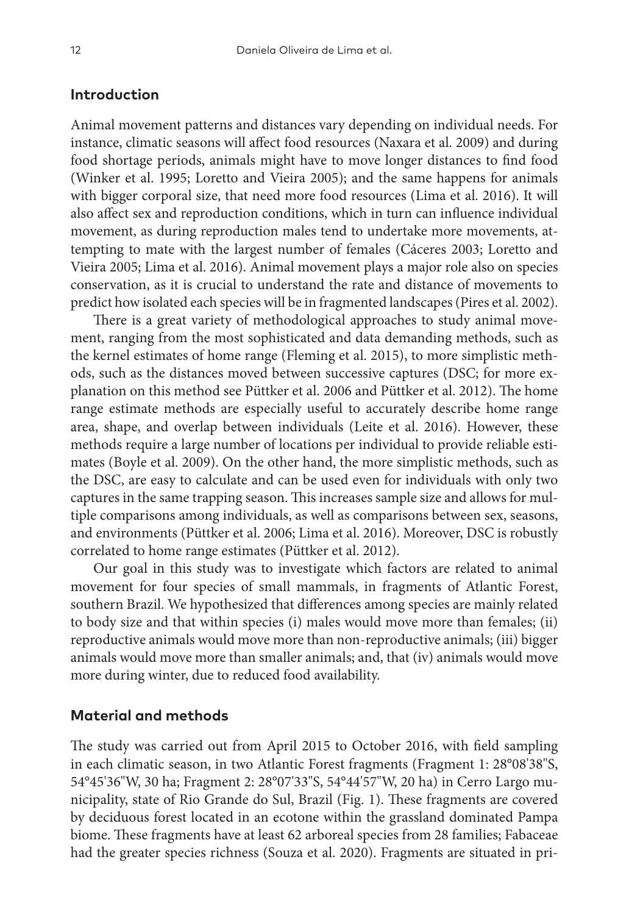## Introduction

Animal movement patterns and distances vary depending on individual needs. For instance, climatic seasons will affect food resources (Naxara et al. 2009) and during food shortage periods, animals might have to move longer distances to find food (Winker et al. 1995; Loretto and Vieira 2005); and the same happens for animals with bigger corporal size, that need more food resources (Lima et al. 2016). It will also affect sex and reproduction conditions, which in turn can influence individual movement, as during reproduction males tend to undertake more movements, attempting to mate with the largest number of females (Cáceres 2003; Loretto and Vieira 2005; Lima et al. 2016). Animal movement plays a major role also on species conservation, as it is crucial to understand the rate and distance of movements to predict how isolated each species will be in fragmented landscapes (Pires et al. 2002).

There is a great variety of methodological approaches to study animal movement, ranging from the most sophisticated and data demanding methods, such as the kernel estimates of home range (Fleming et al. 2015), to more simplistic methods, such as the distances moved between successive captures (DSC; for more explanation on this method see Püttker et al. 2006 and Püttker et al. 2012). The home range estimate methods are especially useful to accurately describe home range area, shape, and overlap between individuals (Leite et al. 2016). However, these methods require a large number of locations per individual to provide reliable estimates (Boyle et al. 2009). On the other hand, the more simplistic methods, such as the DSC, are easy to calculate and can be used even for individuals with only two captures in the same trapping season. This increases sample size and allows for multiple comparisons among individuals, as well as comparisons between sex, seasons, and environments (Püttker et al. 2006; Lima et al. 2016). Moreover, DSC is robustly correlated to home range estimates (Püttker et al. 2012).

Our goal in this study was to investigate which factors are related to animal movement for four species of small mammals, in fragments of Atlantic Forest, southern Brazil. We hypothesized that differences among species are mainly related to body size and that within species (i) males would move more than females; (ii) reproductive animals would move more than non-reproductive animals; (iii) bigger animals would move more than smaller animals; and, that (iv) animals would move more during winter, due to reduced food availability.

## Material and methods

The study was carried out from April 2015 to October 2016, with field sampling in each climatic season, in two Atlantic Forest fragments (Fragment 1: 28°08'38"S, 54°45'36"W, 30 ha; Fragment 2: 28°07'33"S, 54°44'57"W, 20 ha) in Cerro Largo municipality, state of Rio Grande do Sul, Brazil (Fig. 1). These fragments are covered by deciduous forest located in an ecotone within the grassland dominated Pampa biome. These fragments have at least 62 arboreal species from 28 families; Fabaceae had the greater species richness (Souza et al. 2020). Fragments are situated in pri-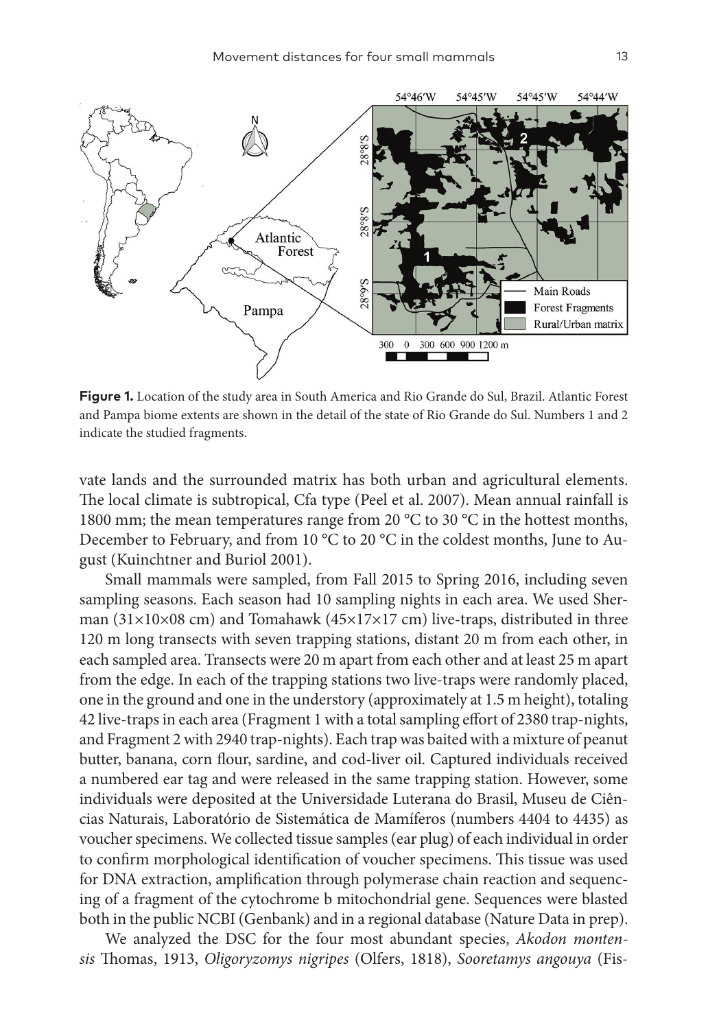**Figure 1.** Location of the study area in South America and Rio Grande do Sul, Brazil. Atlantic Forest and Pampa biome extents are shown in the detail of the state of Rio Grande do Sul. Numbers 1 and 2 indicate the studied fragments.

vate lands and the surrounded matrix has both urban and agricultural elements. The local climate is subtropical, Cfa type (Peel et al. 2007). Mean annual rainfall is 1800 mm; the mean temperatures range from 20 °C to 30 °C in the hottest months, December to February, and from 10 °C to 20 °C in the coldest months, June to August (Kuinchtner and Buriol 2001).

Small mammals were sampled, from Fall 2015 to Spring 2016, including seven sampling seasons. Each season had 10 sampling nights in each area. We used Sherman (31×10×08 cm) and Tomahawk (45×17×17 cm) live-traps, distributed in three 120 m long transects with seven trapping stations, distant 20 m from each other, in each sampled area. Transects were 20 m apart from each other and at least 25 m apart from the edge. In each of the trapping stations two live-traps were randomly placed, one in the ground and one in the understory (approximately at 1.5 m height), totaling 42 live-traps in each area (Fragment 1 with a total sampling effort of 2380 trap-nights, and Fragment 2 with 2940 trap-nights). Each trap was baited with a mixture of peanut butter, banana, corn flour, sardine, and cod-liver oil. Captured individuals received a numbered ear tag and were released in the same trapping station. However, some individuals were deposited at the Universidade Luterana do Brasil, Museu de Ciências Naturais, Laboratório de Sistemática de Mamíferos (numbers 4404 to 4435) as voucher specimens. We collected tissue samples (ear plug) of each individual in order to confirm morphological identification of voucher specimens. This tissue was used for DNA extraction, amplification through polymerase chain reaction and sequencing of a fragment of the cytochrome b mitochondrial gene. Sequences were blasted both in the public NCBI (Genbank) and in a regional database (Nature Data in prep).

We analyzed the DSC for the four most abundant species, *Akodon montensis* Thomas, 1913, *Oligoryzomys nigripes* (Olfers, 1818), *Sooretamys angouya* (Fis-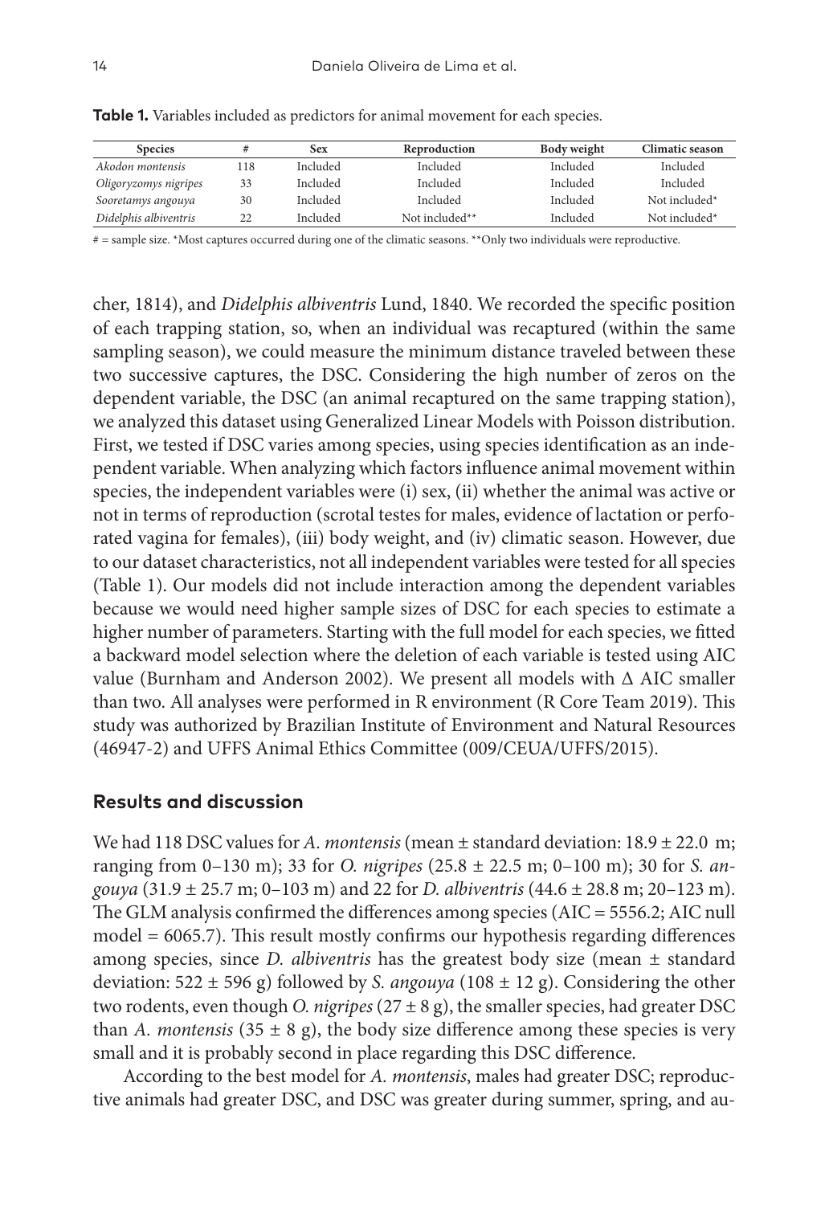**Table 1.** Variables included as predictors for animal movement for each species.

| Species | # | Sex | Reproduction | Body weight | Climatic season |
|---|---|---|---|---|---|
| *Akodon montensis* | 118 | Included | Included | Included | Included |
| *Oligoryzomys nigripes* | 33 | Included | Included | Included | Included |
| *Sooretamys angouya* | 30 | Included | Included | Included | Not included* |
| *Didelphis albiventris* | 22 | Included | Not included** | Included | Not included* |

# = sample size. *Most captures occurred during one of the climatic seasons. **Only two individuals were reproductive.

cher, 1814), and *Didelphis albiventris* Lund, 1840. We recorded the specific position of each trapping station, so, when an individual was recaptured (within the same sampling season), we could measure the minimum distance traveled between these two successive captures, the DSC. Considering the high number of zeros on the dependent variable, the DSC (an animal recaptured on the same trapping station), we analyzed this dataset using Generalized Linear Models with Poisson distribution. First, we tested if DSC varies among species, using species identification as an independent variable. When analyzing which factors influence animal movement within species, the independent variables were (i) sex, (ii) whether the animal was active or not in terms of reproduction (scrotal testes for males, evidence of lactation or perforated vagina for females), (iii) body weight, and (iv) climatic season. However, due to our dataset characteristics, not all independent variables were tested for all species (Table 1). Our models did not include interaction among the dependent variables because we would need higher sample sizes of DSC for each species to estimate a higher number of parameters. Starting with the full model for each species, we fitted a backward model selection where the deletion of each variable is tested using AIC value (Burnham and Anderson 2002). We present all models with Δ AIC smaller than two. All analyses were performed in R environment (R Core Team 2019). This study was authorized by Brazilian Institute of Environment and Natural Resources (46947-2) and UFFS Animal Ethics Committee (009/CEUA/UFFS/2015).

## Results and discussion

We had 118 DSC values for *A. montensis* (mean ± standard deviation: 18.9 ± 22.0 m; ranging from 0–130 m); 33 for *O. nigripes* (25.8 ± 22.5 m; 0–100 m); 30 for *S. angouya* (31.9 ± 25.7 m; 0–103 m) and 22 for *D. albiventris* (44.6 ± 28.8 m; 20–123 m). The GLM analysis confirmed the differences among species (AIC = 5556.2; AIC null model = 6065.7). This result mostly confirms our hypothesis regarding differences among species, since *D. albiventris* has the greatest body size (mean ± standard deviation: 522 ± 596 g) followed by *S. angouya* (108 ± 12 g). Considering the other two rodents, even though *O. nigripes* (27 ± 8 g), the smaller species, had greater DSC than *A. montensis* (35 ± 8 g), the body size difference among these species is very small and it is probably second in place regarding this DSC difference.

According to the best model for *A. montensis*, males had greater DSC; reproductive animals had greater DSC, and DSC was greater during summer, spring, and au-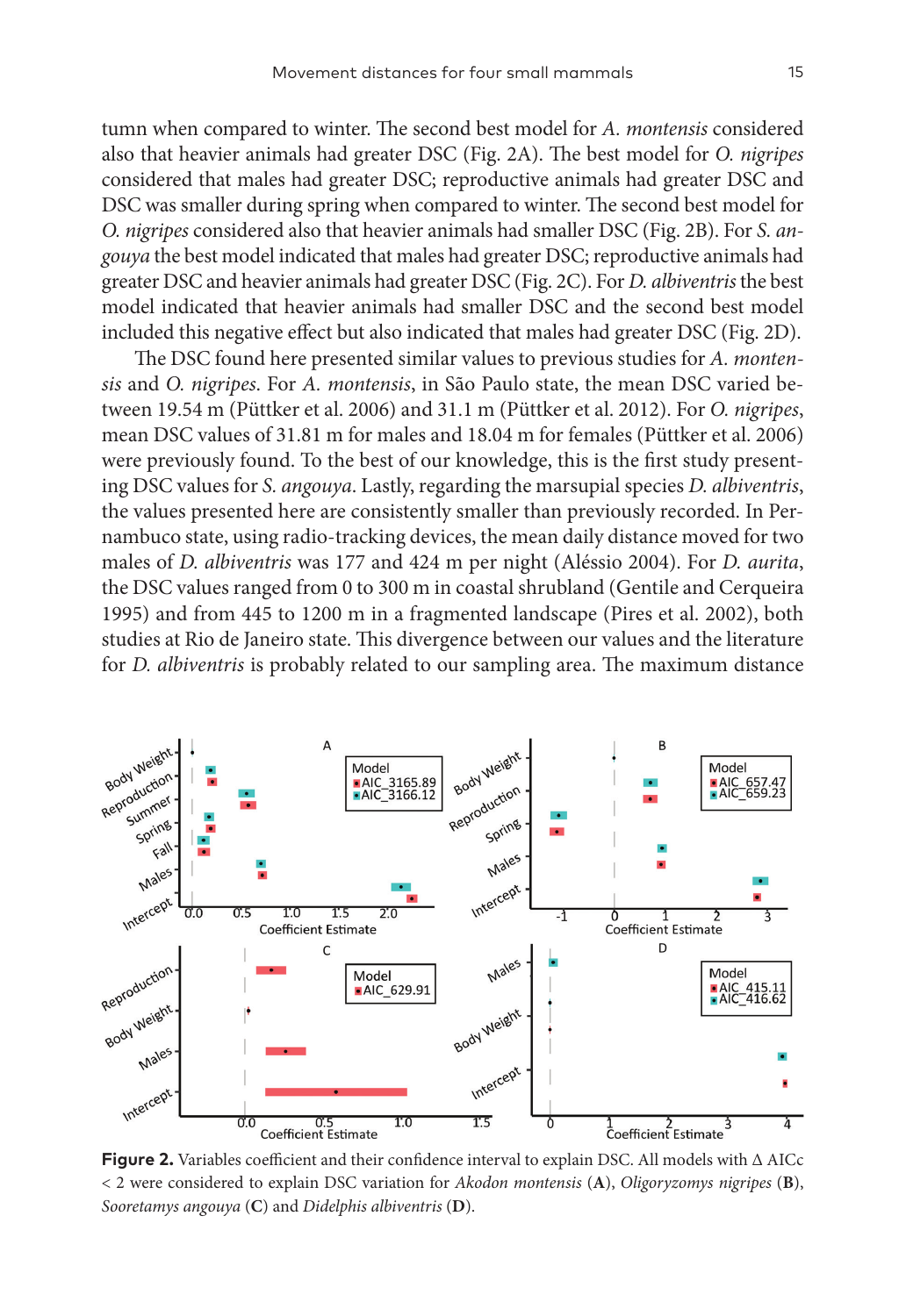tumn when compared to winter. The second best model for *A. montensis* considered also that heavier animals had greater DSC (Fig. 2A). The best model for *O. nigripes* considered that males had greater DSC; reproductive animals had greater DSC and DSC was smaller during spring when compared to winter. The second best model for *O. nigripes* considered also that heavier animals had smaller DSC (Fig. 2B). For *S. angouya* the best model indicated that males had greater DSC; reproductive animals had greater DSC and heavier animals had greater DSC (Fig. 2C). For *D. albiventris* the best model indicated that heavier animals had smaller DSC and the second best model included this negative effect but also indicated that males had greater DSC (Fig. 2D).

The DSC found here presented similar values to previous studies for *A. montensis* and *O. nigripes*. For *A. montensis*, in São Paulo state, the mean DSC varied between 19.54 m (Püttker et al. 2006) and 31.1 m (Püttker et al. 2012). For *O. nigripes*, mean DSC values of 31.81 m for males and 18.04 m for females (Püttker et al. 2006) were previously found. To the best of our knowledge, this is the first study presenting DSC values for *S. angouya*. Lastly, regarding the marsupial species *D. albiventris*, the values presented here are consistently smaller than previously recorded. In Pernambuco state, using radio-tracking devices, the mean daily distance moved for two males of *D. albiventris* was 177 and 424 m per night (Aléssio 2004). For *D. aurita*, the DSC values ranged from 0 to 300 m in coastal shrubland (Gentile and Cerqueira 1995) and from 445 to 1200 m in a fragmented landscape (Pires et al. 2002), both studies at Rio de Janeiro state. This divergence between our values and the literature for *D. albiventris* is probably related to our sampling area. The maximum distance

**Figure 2.** Variables coefficient and their confidence interval to explain DSC. All models with Δ AICc < 2 were considered to explain DSC variation for *Akodon montensis* (**A**), *Oligoryzomys nigripes* (**B**), *Sooretamys angouya* (**C**) and *Didelphis albiventris* (**D**).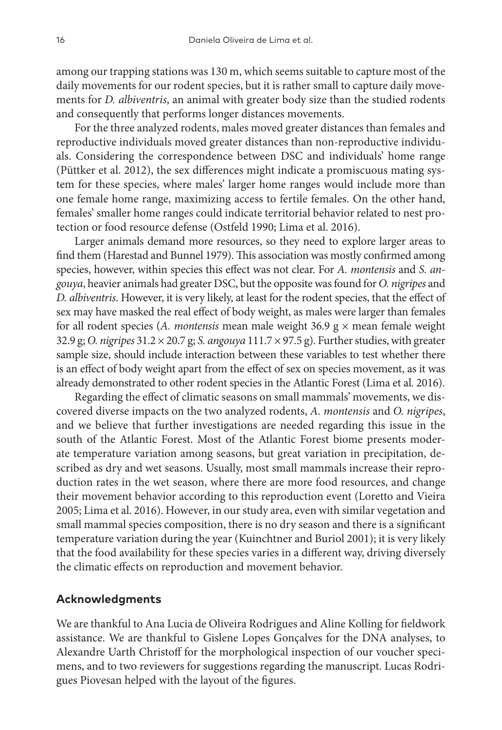among our trapping stations was 130 m, which seems suitable to capture most of the daily movements for our rodent species, but it is rather small to capture daily movements for *D. albiventris*, an animal with greater body size than the studied rodents and consequently that performs longer distances movements.

For the three analyzed rodents, males moved greater distances than females and reproductive individuals moved greater distances than non-reproductive individuals. Considering the correspondence between DSC and individuals' home range (Püttker et al. 2012), the sex differences might indicate a promiscuous mating system for these species, where males' larger home ranges would include more than one female home range, maximizing access to fertile females. On the other hand, females' smaller home ranges could indicate territorial behavior related to nest protection or food resource defense (Ostfeld 1990; Lima et al. 2016).

Larger animals demand more resources, so they need to explore larger areas to find them (Harestad and Bunnel 1979). This association was mostly confirmed among species, however, within species this effect was not clear. For *A. montensis* and *S. angouya*, heavier animals had greater DSC, but the opposite was found for *O. nigripes* and *D. albiventris*. However, it is very likely, at least for the rodent species, that the effect of sex may have masked the real effect of body weight, as males were larger than females for all rodent species (*A. montensis* mean male weight 36.9 g × mean female weight 32.9 g; *O. nigripes* 31.2 × 20.7 g; *S. angouya* 111.7 × 97.5 g). Further studies, with greater sample size, should include interaction between these variables to test whether there is an effect of body weight apart from the effect of sex on species movement, as it was already demonstrated to other rodent species in the Atlantic Forest (Lima et al. 2016).

Regarding the effect of climatic seasons on small mammals' movements, we discovered diverse impacts on the two analyzed rodents, *A. montensis* and *O. nigripes*, and we believe that further investigations are needed regarding this issue in the south of the Atlantic Forest. Most of the Atlantic Forest biome presents moderate temperature variation among seasons, but great variation in precipitation, described as dry and wet seasons. Usually, most small mammals increase their reproduction rates in the wet season, where there are more food resources, and change their movement behavior according to this reproduction event (Loretto and Vieira 2005; Lima et al. 2016). However, in our study area, even with similar vegetation and small mammal species composition, there is no dry season and there is a significant temperature variation during the year (Kuinchtner and Buriol 2001); it is very likely that the food availability for these species varies in a different way, driving diversely the climatic effects on reproduction and movement behavior.

## Acknowledgments

We are thankful to Ana Lucia de Oliveira Rodrigues and Aline Kolling for fieldwork assistance. We are thankful to Gislene Lopes Gonçalves for the DNA analyses, to Alexandre Uarth Christoff for the morphological inspection of our voucher specimens, and to two reviewers for suggestions regarding the manuscript. Lucas Rodrigues Piovesan helped with the layout of the figures.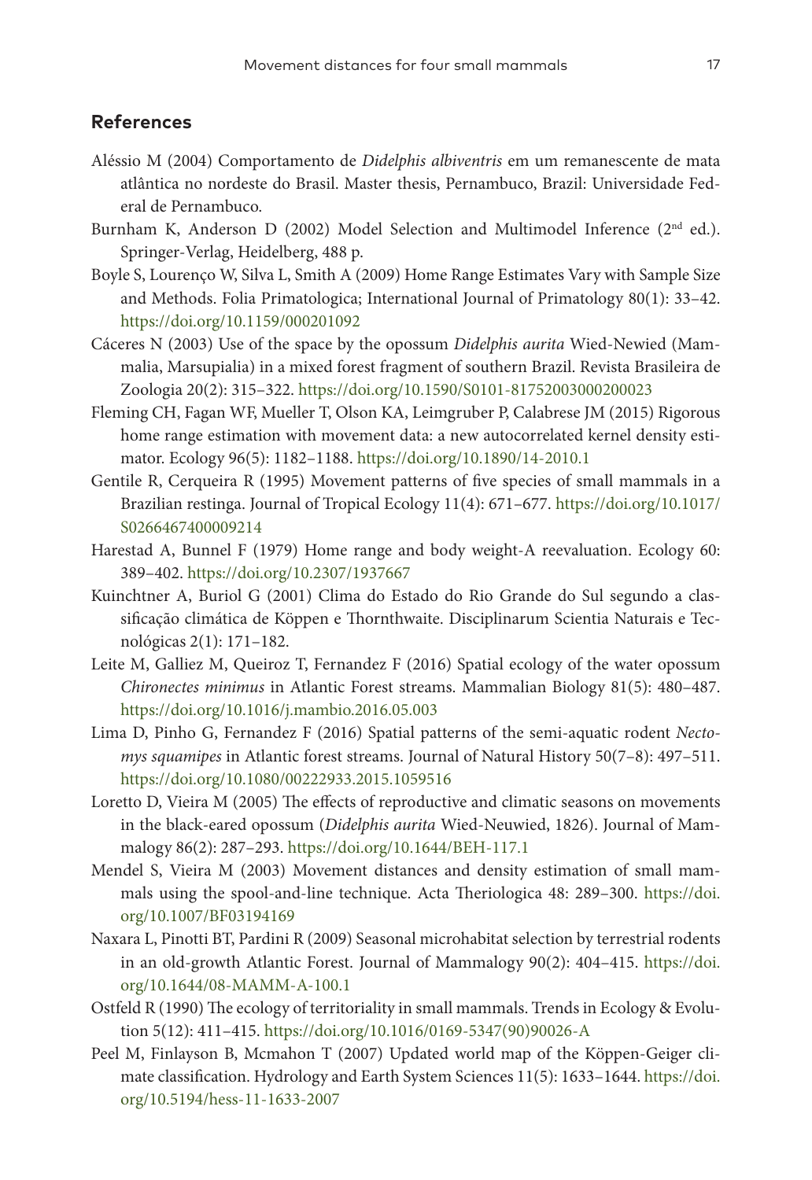## References

Aléssio M (2004) Comportamento de *Didelphis albiventris* em um remanescente de mata atlântica no nordeste do Brasil. Master thesis, Pernambuco, Brazil: Universidade Federal de Pernambuco.

Burnham K, Anderson D (2002) Model Selection and Multimodel Inference (2nd ed.). Springer-Verlag, Heidelberg, 488 p.

Boyle S, Lourenço W, Silva L, Smith A (2009) Home Range Estimates Vary with Sample Size and Methods. Folia Primatologica; International Journal of Primatology 80(1): 33–42. https://doi.org/10.1159/000201092

Cáceres N (2003) Use of the space by the opossum *Didelphis aurita* Wied-Newied (Mammalia, Marsupialia) in a mixed forest fragment of southern Brazil. Revista Brasileira de Zoologia 20(2): 315–322. https://doi.org/10.1590/S0101-81752003000200023

Fleming CH, Fagan WF, Mueller T, Olson KA, Leimgruber P, Calabrese JM (2015) Rigorous home range estimation with movement data: a new autocorrelated kernel density estimator. Ecology 96(5): 1182–1188. https://doi.org/10.1890/14-2010.1

Gentile R, Cerqueira R (1995) Movement patterns of five species of small mammals in a Brazilian restinga. Journal of Tropical Ecology 11(4): 671–677. https://doi.org/10.1017/S0266467400009214

Harestad A, Bunnel F (1979) Home range and body weight-A reevaluation. Ecology 60: 389–402. https://doi.org/10.2307/1937667

Kuinchtner A, Buriol G (2001) Clima do Estado do Rio Grande do Sul segundo a classificação climática de Köppen e Thornthwaite. Disciplinarum Scientia Naturais e Tecnológicas 2(1): 171–182.

Leite M, Galliez M, Queiroz T, Fernandez F (2016) Spatial ecology of the water opossum *Chironectes minimus* in Atlantic Forest streams. Mammalian Biology 81(5): 480–487. https://doi.org/10.1016/j.mambio.2016.05.003

Lima D, Pinho G, Fernandez F (2016) Spatial patterns of the semi-aquatic rodent *Nectomys squamipes* in Atlantic forest streams. Journal of Natural History 50(7–8): 497–511. https://doi.org/10.1080/00222933.2015.1059516

Loretto D, Vieira M (2005) The effects of reproductive and climatic seasons on movements in the black-eared opossum (*Didelphis aurita* Wied-Neuwied, 1826). Journal of Mammalogy 86(2): 287–293. https://doi.org/10.1644/BEH-117.1

Mendel S, Vieira M (2003) Movement distances and density estimation of small mammals using the spool-and-line technique. Acta Theriologica 48: 289–300. https://doi.org/10.1007/BF03194169

Naxara L, Pinotti BT, Pardini R (2009) Seasonal microhabitat selection by terrestrial rodents in an old-growth Atlantic Forest. Journal of Mammalogy 90(2): 404–415. https://doi.org/10.1644/08-MAMM-A-100.1

Ostfeld R (1990) The ecology of territoriality in small mammals. Trends in Ecology & Evolution 5(12): 411–415. https://doi.org/10.1016/0169-5347(90)90026-A

Peel M, Finlayson B, Mcmahon T (2007) Updated world map of the Köppen-Geiger climate classification. Hydrology and Earth System Sciences 11(5): 1633–1644. https://doi.org/10.5194/hess-11-1633-2007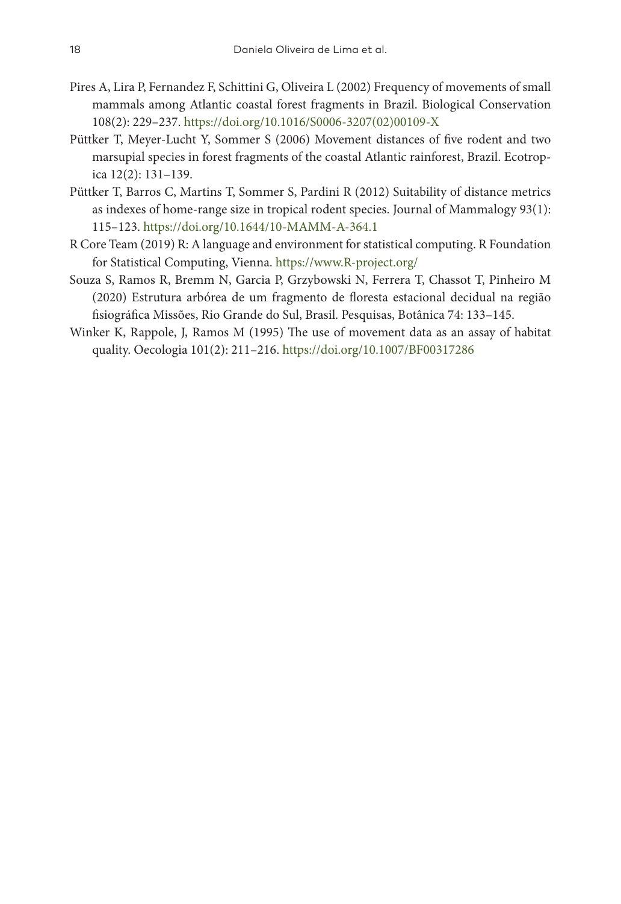Pires A, Lira P, Fernandez F, Schittini G, Oliveira L (2002) Frequency of movements of small mammals among Atlantic coastal forest fragments in Brazil. Biological Conservation 108(2): 229–237. https://doi.org/10.1016/S0006-3207(02)00109-X

Püttker T, Meyer-Lucht Y, Sommer S (2006) Movement distances of five rodent and two marsupial species in forest fragments of the coastal Atlantic rainforest, Brazil. Ecotropica 12(2): 131–139.

Püttker T, Barros C, Martins T, Sommer S, Pardini R (2012) Suitability of distance metrics as indexes of home-range size in tropical rodent species. Journal of Mammalogy 93(1): 115–123. https://doi.org/10.1644/10-MAMM-A-364.1

R Core Team (2019) R: A language and environment for statistical computing. R Foundation for Statistical Computing, Vienna. https://www.R-project.org/

Souza S, Ramos R, Bremm N, Garcia P, Grzybowski N, Ferrera T, Chassot T, Pinheiro M (2020) Estrutura arbórea de um fragmento de floresta estacional decidual na região fisiográfica Missões, Rio Grande do Sul, Brasil. Pesquisas, Botânica 74: 133–145.

Winker K, Rappole, J, Ramos M (1995) The use of movement data as an assay of habitat quality. Oecologia 101(2): 211–216. https://doi.org/10.1007/BF00317286